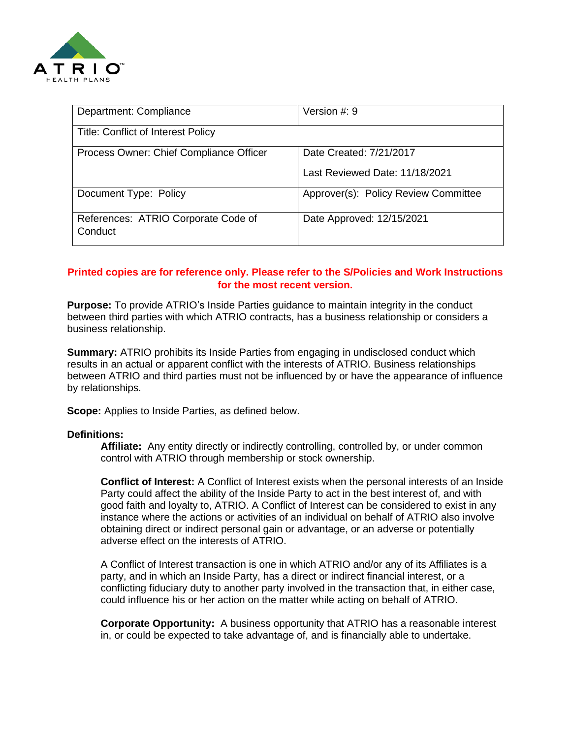| Department: Compliance | Version #: 9 |
| --- | --- |
| Title: Conflict of Interest Policy | |
| Process Owner: Chief Compliance Officer | Date Created: 7/21/2017<br>Last Reviewed Date: 11/18/2021 |
| Document Type: Policy | Approver(s): Policy Review Committee |
| References: ATRIO Corporate Code of Conduct | Date Approved: 12/15/2021 |

**Printed copies are for reference only. Please refer to the S/Policies and Work Instructions for the most recent version.**

**Purpose:** To provide ATRIO's Inside Parties guidance to maintain integrity in the conduct between third parties with which ATRIO contracts, has a business relationship or considers a business relationship.

**Summary:** ATRIO prohibits its Inside Parties from engaging in undisclosed conduct which results in an actual or apparent conflict with the interests of ATRIO. Business relationships between ATRIO and third parties must not be influenced by or have the appearance of influence by relationships.

**Scope:** Applies to Inside Parties, as defined below.

**Definitions:**

**Affiliate:** Any entity directly or indirectly controlling, controlled by, or under common control with ATRIO through membership or stock ownership.

**Conflict of Interest:** A Conflict of Interest exists when the personal interests of an Inside Party could affect the ability of the Inside Party to act in the best interest of, and with good faith and loyalty to, ATRIO. A Conflict of Interest can be considered to exist in any instance where the actions or activities of an individual on behalf of ATRIO also involve obtaining direct or indirect personal gain or advantage, or an adverse or potentially adverse effect on the interests of ATRIO.

A Conflict of Interest transaction is one in which ATRIO and/or any of its Affiliates is a party, and in which an Inside Party, has a direct or indirect financial interest, or a conflicting fiduciary duty to another party involved in the transaction that, in either case, could influence his or her action on the matter while acting on behalf of ATRIO.

**Corporate Opportunity:** A business opportunity that ATRIO has a reasonable interest in, or could be expected to take advantage of, and is financially able to undertake.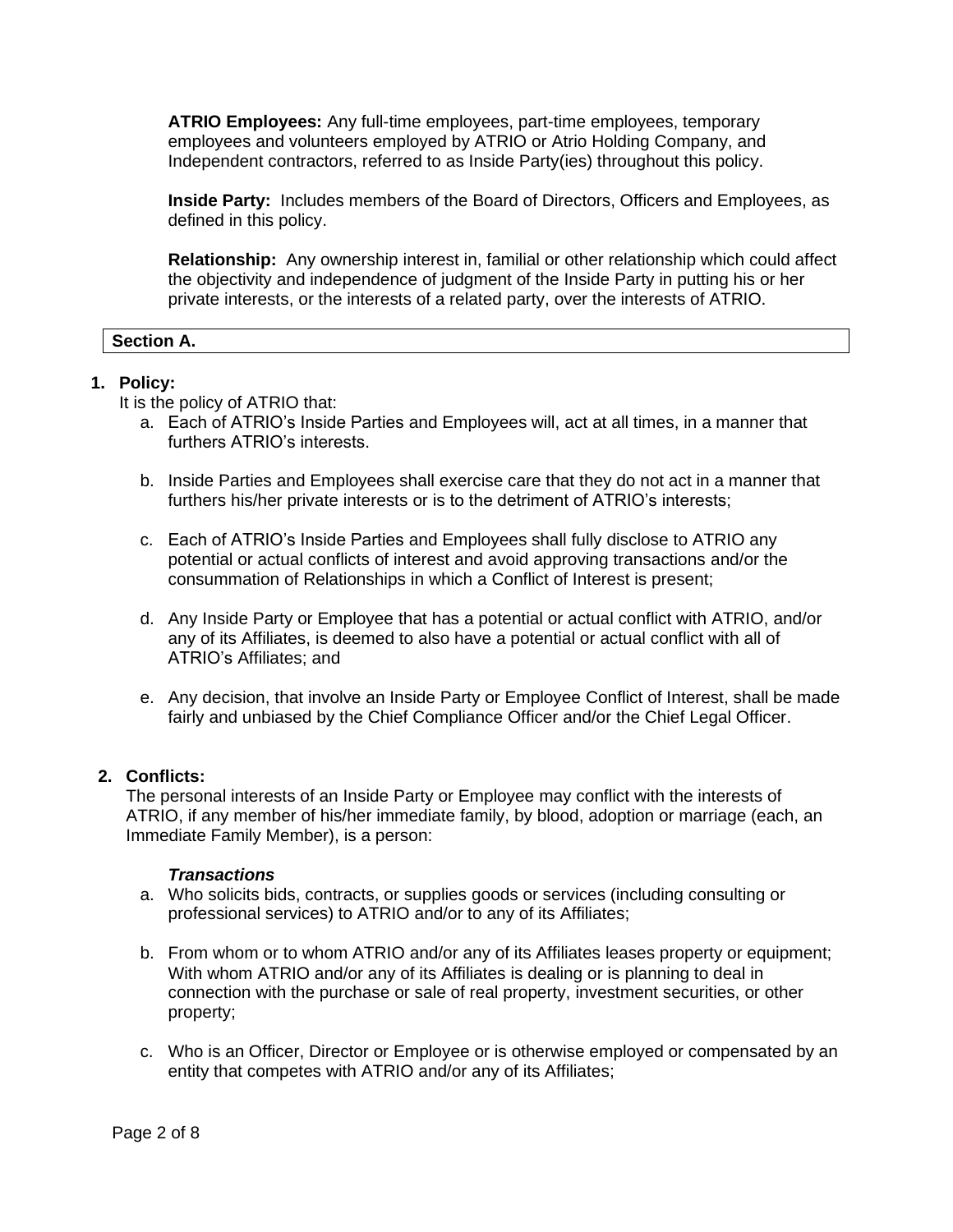**ATRIO Employees:** Any full-time employees, part-time employees, temporary employees and volunteers employed by ATRIO or Atrio Holding Company, and Independent contractors, referred to as Inside Party(ies) throughout this policy.

**Inside Party:** Includes members of the Board of Directors, Officers and Employees, as defined in this policy.

**Relationship:** Any ownership interest in, familial or other relationship which could affect the objectivity and independence of judgment of the Inside Party in putting his or her private interests, or the interests of a related party, over the interests of ATRIO.

## Section A.

1. **Policy:**
   It is the policy of ATRIO that:
   a. Each of ATRIO's Inside Parties and Employees will, act at all times, in a manner that furthers ATRIO's interests.

   b. Inside Parties and Employees shall exercise care that they do not act in a manner that furthers his/her private interests or is to the detriment of ATRIO's interests;

   c. Each of ATRIO's Inside Parties and Employees shall fully disclose to ATRIO any potential or actual conflicts of interest and avoid approving transactions and/or the consummation of Relationships in which a Conflict of Interest is present;

   d. Any Inside Party or Employee that has a potential or actual conflict with ATRIO, and/or any of its Affiliates, is deemed to also have a potential or actual conflict with all of ATRIO's Affiliates; and

   e. Any decision, that involve an Inside Party or Employee Conflict of Interest, shall be made fairly and unbiased by the Chief Compliance Officer and/or the Chief Legal Officer.

2. **Conflicts:**
   The personal interests of an Inside Party or Employee may conflict with the interests of ATRIO, if any member of his/her immediate family, by blood, adoption or marriage (each, an Immediate Family Member), is a person:

   ***Transactions***

   a. Who solicits bids, contracts, or supplies goods or services (including consulting or professional services) to ATRIO and/or to any of its Affiliates;

   b. From whom or to whom ATRIO and/or any of its Affiliates leases property or equipment; With whom ATRIO and/or any of its Affiliates is dealing or is planning to deal in connection with the purchase or sale of real property, investment securities, or other property;

   c. Who is an Officer, Director or Employee or is otherwise employed or compensated by an entity that competes with ATRIO and/or any of its Affiliates;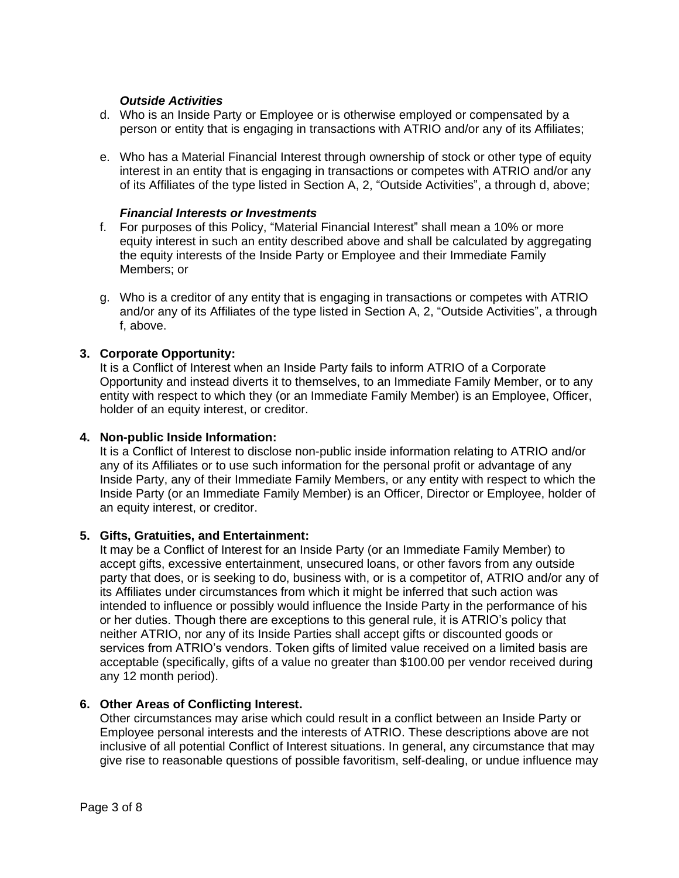***Outside Activities***

d. Who is an Inside Party or Employee or is otherwise employed or compensated by a person or entity that is engaging in transactions with ATRIO and/or any of its Affiliates;

e. Who has a Material Financial Interest through ownership of stock or other type of equity interest in an entity that is engaging in transactions or competes with ATRIO and/or any of its Affiliates of the type listed in Section A, 2, "Outside Activities", a through d, above;

***Financial Interests or Investments***

f. For purposes of this Policy, "Material Financial Interest" shall mean a 10% or more equity interest in such an entity described above and shall be calculated by aggregating the equity interests of the Inside Party or Employee and their Immediate Family Members; or

g. Who is a creditor of any entity that is engaging in transactions or competes with ATRIO and/or any of its Affiliates of the type listed in Section A, 2, "Outside Activities", a through f, above.

**3. Corporate Opportunity:**

It is a Conflict of Interest when an Inside Party fails to inform ATRIO of a Corporate Opportunity and instead diverts it to themselves, to an Immediate Family Member, or to any entity with respect to which they (or an Immediate Family Member) is an Employee, Officer, holder of an equity interest, or creditor.

**4. Non-public Inside Information:**

It is a Conflict of Interest to disclose non-public inside information relating to ATRIO and/or any of its Affiliates or to use such information for the personal profit or advantage of any Inside Party, any of their Immediate Family Members, or any entity with respect to which the Inside Party (or an Immediate Family Member) is an Officer, Director or Employee, holder of an equity interest, or creditor.

**5. Gifts, Gratuities, and Entertainment:**

It may be a Conflict of Interest for an Inside Party (or an Immediate Family Member) to accept gifts, excessive entertainment, unsecured loans, or other favors from any outside party that does, or is seeking to do, business with, or is a competitor of, ATRIO and/or any of its Affiliates under circumstances from which it might be inferred that such action was intended to influence or possibly would influence the Inside Party in the performance of his or her duties. Though there are exceptions to this general rule, it is ATRIO's policy that neither ATRIO, nor any of its Inside Parties shall accept gifts or discounted goods or services from ATRIO's vendors. Token gifts of limited value received on a limited basis are acceptable (specifically, gifts of a value no greater than $100.00 per vendor received during any 12 month period).

**6. Other Areas of Conflicting Interest.**

Other circumstances may arise which could result in a conflict between an Inside Party or Employee personal interests and the interests of ATRIO. These descriptions above are not inclusive of all potential Conflict of Interest situations. In general, any circumstance that may give rise to reasonable questions of possible favoritism, self-dealing, or undue influence may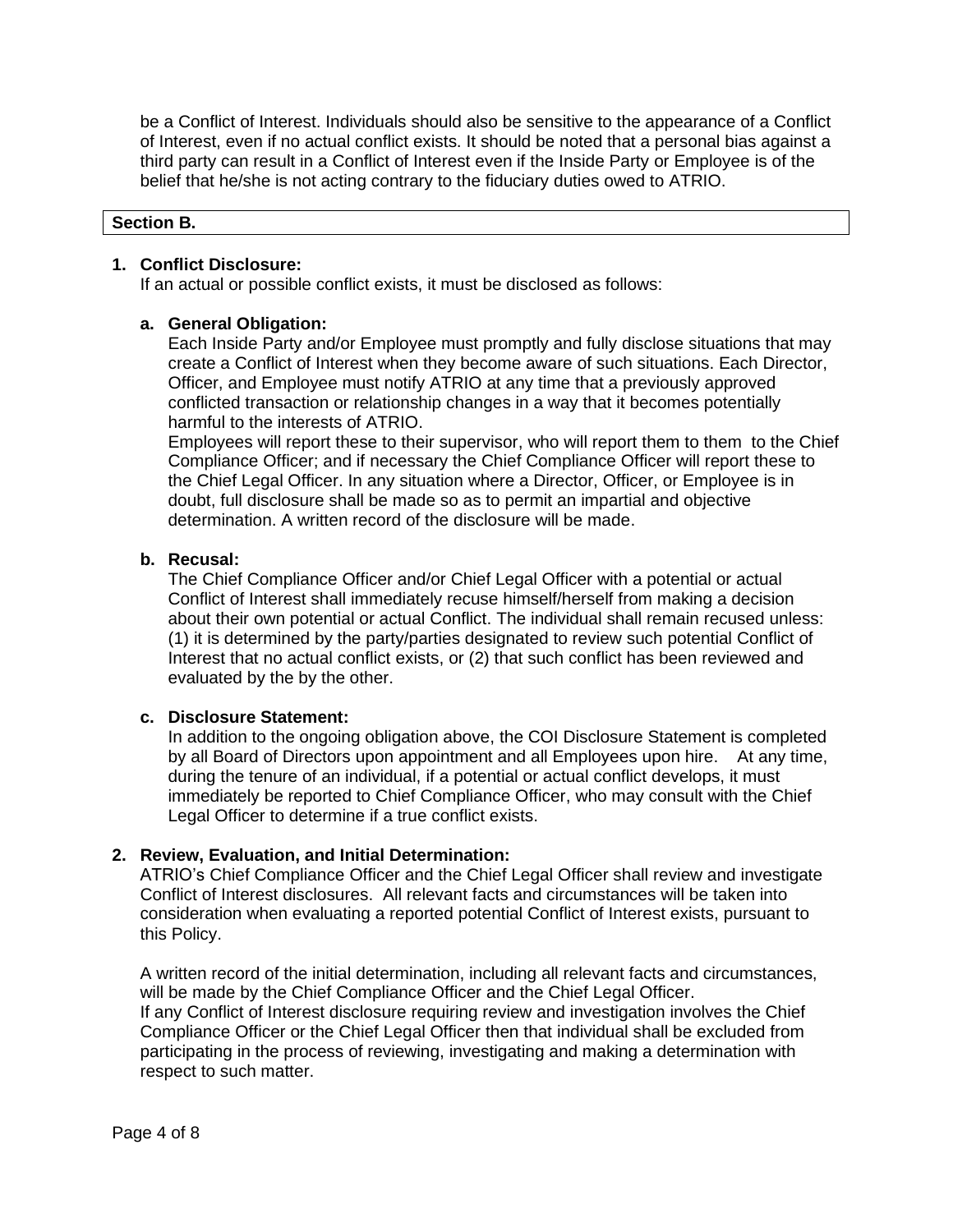be a Conflict of Interest. Individuals should also be sensitive to the appearance of a Conflict of Interest, even if no actual conflict exists. It should be noted that a personal bias against a third party can result in a Conflict of Interest even if the Inside Party or Employee is of the belief that he/she is not acting contrary to the fiduciary duties owed to ATRIO.

**Section B.**

1. **Conflict Disclosure:**
   If an actual or possible conflict exists, it must be disclosed as follows:

   a. **General Obligation:**
      Each Inside Party and/or Employee must promptly and fully disclose situations that may create a Conflict of Interest when they become aware of such situations. Each Director, Officer, and Employee must notify ATRIO at any time that a previously approved conflicted transaction or relationship changes in a way that it becomes potentially harmful to the interests of ATRIO.
      Employees will report these to their supervisor, who will report them to them to the Chief Compliance Officer; and if necessary the Chief Compliance Officer will report these to the Chief Legal Officer. In any situation where a Director, Officer, or Employee is in doubt, full disclosure shall be made so as to permit an impartial and objective determination. A written record of the disclosure will be made.

   b. **Recusal:**
      The Chief Compliance Officer and/or Chief Legal Officer with a potential or actual Conflict of Interest shall immediately recuse himself/herself from making a decision about their own potential or actual Conflict. The individual shall remain recused unless: (1) it is determined by the party/parties designated to review such potential Conflict of Interest that no actual conflict exists, or (2) that such conflict has been reviewed and evaluated by the by the other.

   c. **Disclosure Statement:**
      In addition to the ongoing obligation above, the COI Disclosure Statement is completed by all Board of Directors upon appointment and all Employees upon hire. At any time, during the tenure of an individual, if a potential or actual conflict develops, it must immediately be reported to Chief Compliance Officer, who may consult with the Chief Legal Officer to determine if a true conflict exists.

2. **Review, Evaluation, and Initial Determination:**
   ATRIO's Chief Compliance Officer and the Chief Legal Officer shall review and investigate Conflict of Interest disclosures. All relevant facts and circumstances will be taken into consideration when evaluating a reported potential Conflict of Interest exists, pursuant to this Policy.

   A written record of the initial determination, including all relevant facts and circumstances, will be made by the Chief Compliance Officer and the Chief Legal Officer.
   If any Conflict of Interest disclosure requiring review and investigation involves the Chief Compliance Officer or the Chief Legal Officer then that individual shall be excluded from participating in the process of reviewing, investigating and making a determination with respect to such matter.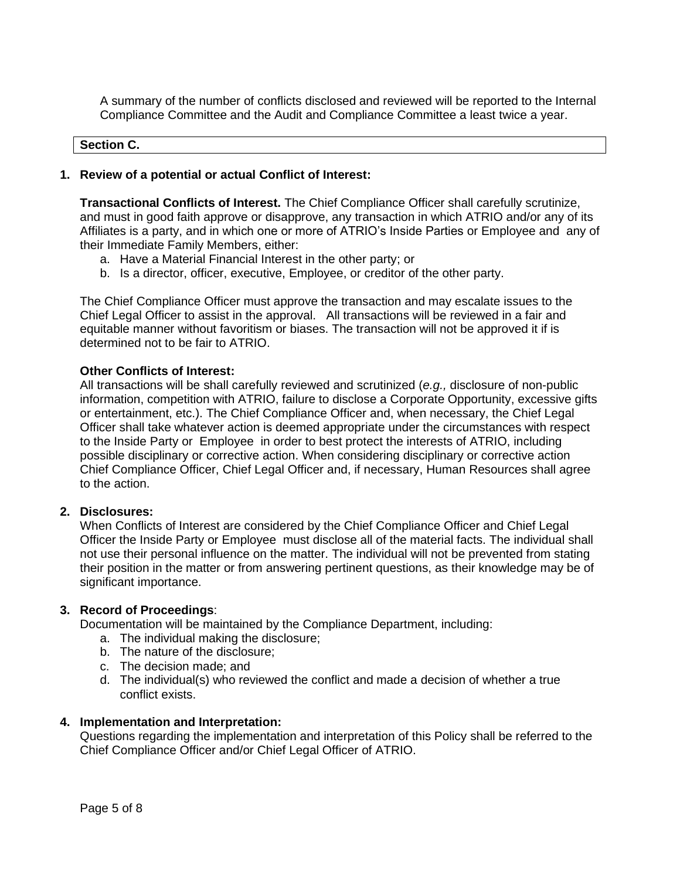A summary of the number of conflicts disclosed and reviewed will be reported to the Internal Compliance Committee and the Audit and Compliance Committee a least twice a year.

**Section C.**

1. **Review of a potential or actual Conflict of Interest:**

   **Transactional Conflicts of Interest.** The Chief Compliance Officer shall carefully scrutinize, and must in good faith approve or disapprove, any transaction in which ATRIO and/or any of its Affiliates is a party, and in which one or more of ATRIO's Inside Parties or Employee and any of their Immediate Family Members, either:

   a. Have a Material Financial Interest in the other party; or
   b. Is a director, officer, executive, Employee, or creditor of the other party.

   The Chief Compliance Officer must approve the transaction and may escalate issues to the Chief Legal Officer to assist in the approval. All transactions will be reviewed in a fair and equitable manner without favoritism or biases. The transaction will not be approved it if is determined not to be fair to ATRIO.

   **Other Conflicts of Interest:**
   All transactions will be shall carefully reviewed and scrutinized (*e.g.,* disclosure of non-public information, competition with ATRIO, failure to disclose a Corporate Opportunity, excessive gifts or entertainment, etc.). The Chief Compliance Officer and, when necessary, the Chief Legal Officer shall take whatever action is deemed appropriate under the circumstances with respect to the Inside Party or Employee in order to best protect the interests of ATRIO, including possible disciplinary or corrective action. When considering disciplinary or corrective action Chief Compliance Officer, Chief Legal Officer and, if necessary, Human Resources shall agree to the action.

2. **Disclosures:**
   When Conflicts of Interest are considered by the Chief Compliance Officer and Chief Legal Officer the Inside Party or Employee must disclose all of the material facts. The individual shall not use their personal influence on the matter. The individual will not be prevented from stating their position in the matter or from answering pertinent questions, as their knowledge may be of significant importance.

3. **Record of Proceedings**:
   Documentation will be maintained by the Compliance Department, including:

   a. The individual making the disclosure;
   b. The nature of the disclosure;
   c. The decision made; and
   d. The individual(s) who reviewed the conflict and made a decision of whether a true conflict exists.

4. **Implementation and Interpretation:**
   Questions regarding the implementation and interpretation of this Policy shall be referred to the Chief Compliance Officer and/or Chief Legal Officer of ATRIO.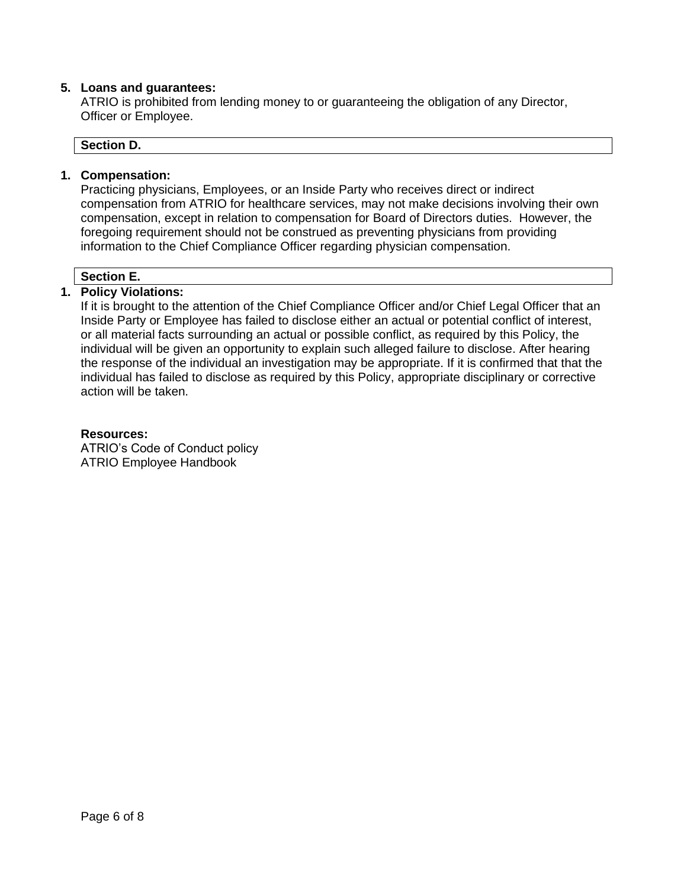5. **Loans and guarantees:**
   ATRIO is prohibited from lending money to or guaranteeing the obligation of any Director, Officer or Employee.

## Section D.

1. **Compensation:**
   Practicing physicians, Employees, or an Inside Party who receives direct or indirect compensation from ATRIO for healthcare services, may not make decisions involving their own compensation, except in relation to compensation for Board of Directors duties. However, the foregoing requirement should not be construed as preventing physicians from providing information to the Chief Compliance Officer regarding physician compensation.

## Section E.

1. **Policy Violations:**
   If it is brought to the attention of the Chief Compliance Officer and/or Chief Legal Officer that an Inside Party or Employee has failed to disclose either an actual or potential conflict of interest, or all material facts surrounding an actual or possible conflict, as required by this Policy, the individual will be given an opportunity to explain such alleged failure to disclose. After hearing the response of the individual an investigation may be appropriate. If it is confirmed that that the individual has failed to disclose as required by this Policy, appropriate disciplinary or corrective action will be taken.

**Resources:**
ATRIO's Code of Conduct policy
ATRIO Employee Handbook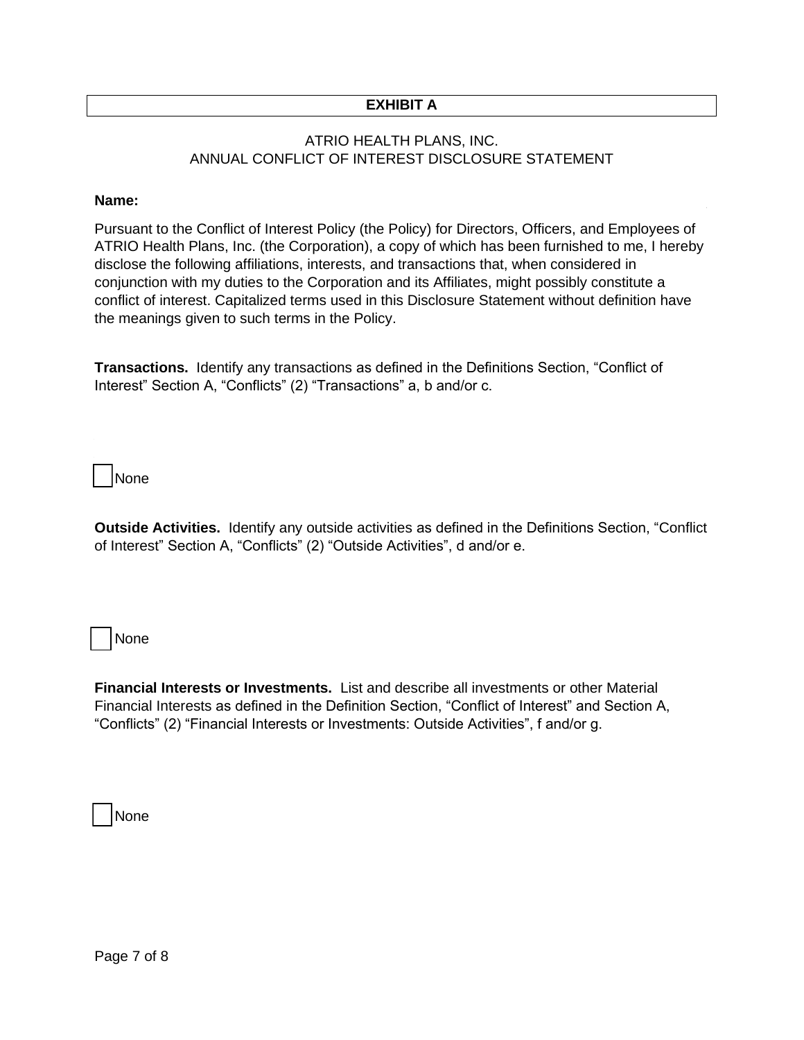**EXHIBIT A**

ATRIO HEALTH PLANS, INC.
ANNUAL CONFLICT OF INTEREST DISCLOSURE STATEMENT

**Name:**

Pursuant to the Conflict of Interest Policy (the Policy) for Directors, Officers, and Employees of ATRIO Health Plans, Inc. (the Corporation), a copy of which has been furnished to me, I hereby disclose the following affiliations, interests, and transactions that, when considered in conjunction with my duties to the Corporation and its Affiliates, might possibly constitute a conflict of interest. Capitalized terms used in this Disclosure Statement without definition have the meanings given to such terms in the Policy.

**Transactions.** Identify any transactions as defined in the Definitions Section, "Conflict of Interest" Section A, "Conflicts" (2) "Transactions" a, b and/or c.

☐ None

**Outside Activities.** Identify any outside activities as defined in the Definitions Section, "Conflict of Interest" Section A, "Conflicts" (2) "Outside Activities", d and/or e.

☐ None

**Financial Interests or Investments.** List and describe all investments or other Material Financial Interests as defined in the Definition Section, "Conflict of Interest" and Section A, "Conflicts" (2) "Financial Interests or Investments: Outside Activities", f and/or g.

☐ None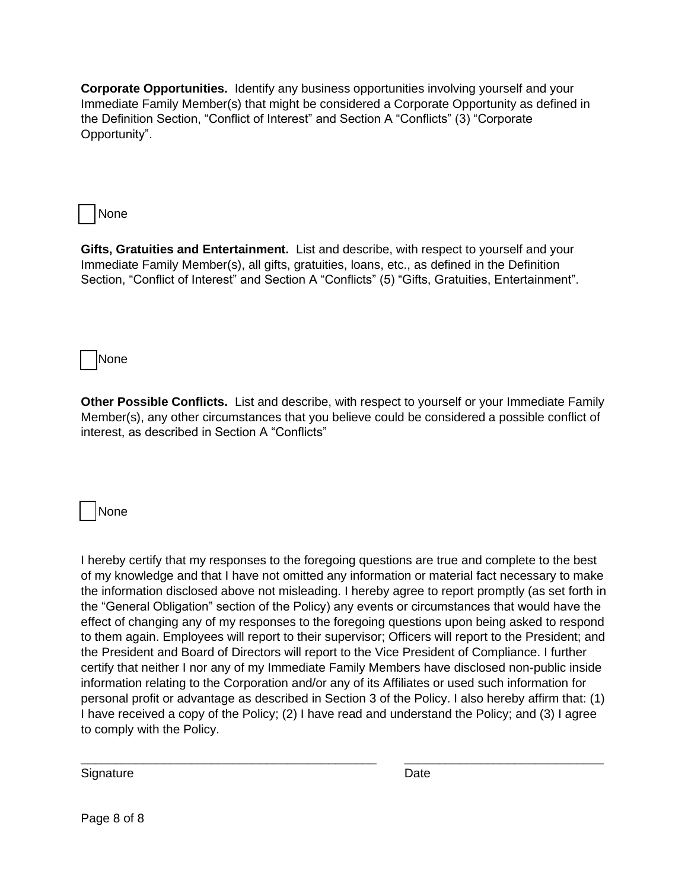**Corporate Opportunities.** Identify any business opportunities involving yourself and your Immediate Family Member(s) that might be considered a Corporate Opportunity as defined in the Definition Section, "Conflict of Interest" and Section A "Conflicts" (3) "Corporate Opportunity".

☐ None

**Gifts, Gratuities and Entertainment.** List and describe, with respect to yourself and your Immediate Family Member(s), all gifts, gratuities, loans, etc., as defined in the Definition Section, "Conflict of Interest" and Section A "Conflicts" (5) "Gifts, Gratuities, Entertainment".

☐ None

**Other Possible Conflicts.** List and describe, with respect to yourself or your Immediate Family Member(s), any other circumstances that you believe could be considered a possible conflict of interest, as described in Section A "Conflicts"

☐ None

I hereby certify that my responses to the foregoing questions are true and complete to the best of my knowledge and that I have not omitted any information or material fact necessary to make the information disclosed above not misleading. I hereby agree to report promptly (as set forth in the "General Obligation" section of the Policy) any events or circumstances that would have the effect of changing any of my responses to the foregoing questions upon being asked to respond to them again. Employees will report to their supervisor; Officers will report to the President; and the President and Board of Directors will report to the Vice President of Compliance. I further certify that neither I nor any of my Immediate Family Members have disclosed non-public inside information relating to the Corporation and/or any of its Affiliates or used such information for personal profit or advantage as described in Section 3 of the Policy. I also hereby affirm that: (1) I have received a copy of the Policy; (2) I have read and understand the Policy; and (3) I agree to comply with the Policy.

\_\_\_\_\_\_\_\_\_\_\_\_\_\_\_\_\_\_\_\_\_\_\_\_\_\_\_\_\_\_\_\_\_\_\_\_\_\_\_\_\_\_\_\_ \_\_\_\_\_\_\_\_\_\_\_\_\_\_\_\_\_\_\_\_\_\_\_\_\_\_\_\_\_\_
Signature Date